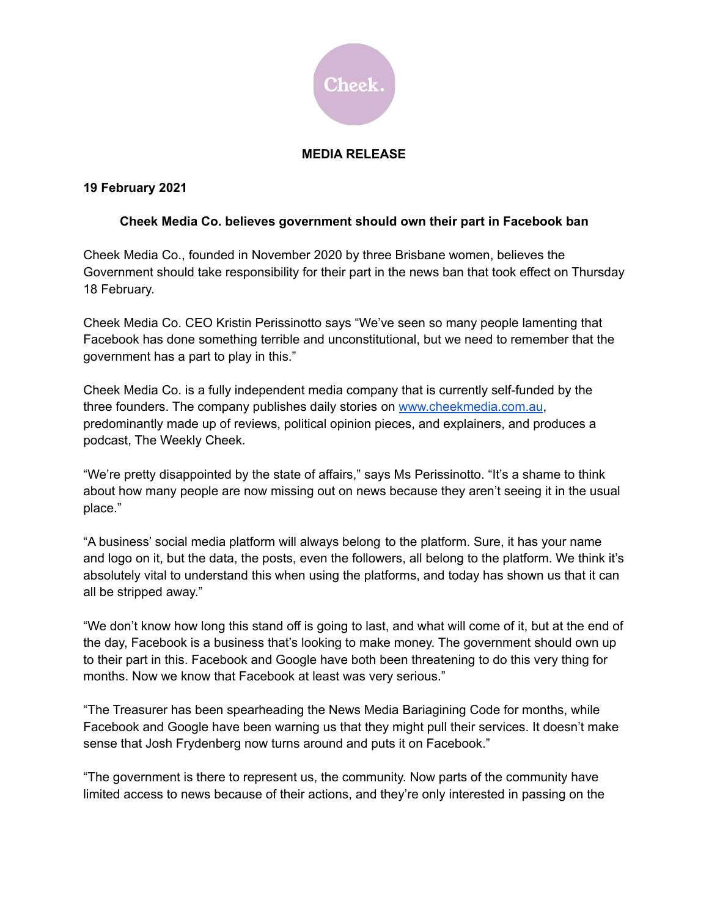Cheek.

**MEDIA RELEASE**

**19 February 2021**

**Cheek Media Co. believes government should own their part in Facebook ban**

Cheek Media Co., founded in November 2020 by three Brisbane women, believes the Government should take responsibility for their part in the news ban that took effect on Thursday 18 February.

Cheek Media Co. CEO Kristin Perissinotto says "We've seen so many people lamenting that Facebook has done something terrible and unconstitutional, but we need to remember that the government has a part to play in this."

Cheek Media Co. is a fully independent media company that is currently self-funded by the three founders. The company publishes daily stories on [www.cheekmedia.com.au](http://www.cheekmedia.com.au), predominantly made up of reviews, political opinion pieces, and explainers, and produces a podcast, The Weekly Cheek.

"We're pretty disappointed by the state of affairs," says Ms Perissinotto. "It's a shame to think about how many people are now missing out on news because they aren't seeing it in the usual place."

"A business' social media platform will always belong to the platform. Sure, it has your name and logo on it, but the data, the posts, even the followers, all belong to the platform. We think it's absolutely vital to understand this when using the platforms, and today has shown us that it can all be stripped away."

"We don't know how long this stand off is going to last, and what will come of it, but at the end of the day, Facebook is a business that's looking to make money. The government should own up to their part in this. Facebook and Google have both been threatening to do this very thing for months. Now we know that Facebook at least was very serious."

"The Treasurer has been spearheading the News Media Bariagining Code for months, while Facebook and Google have been warning us that they might pull their services. It doesn't make sense that Josh Frydenberg now turns around and puts it on Facebook."

"The government is there to represent us, the community. Now parts of the community have limited access to news because of their actions, and they're only interested in passing on the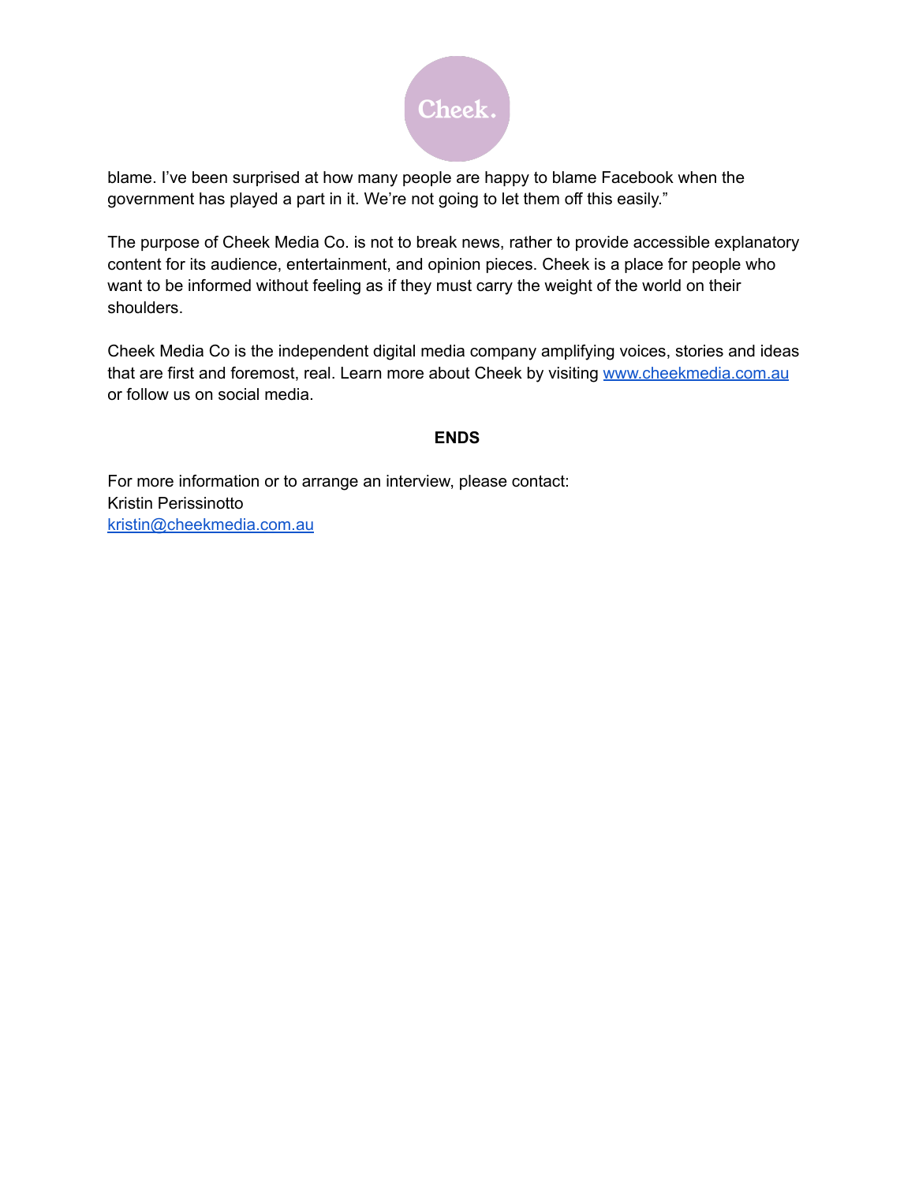blame. I've been surprised at how many people are happy to blame Facebook when the government has played a part in it. We're not going to let them off this easily."

The purpose of Cheek Media Co. is not to break news, rather to provide accessible explanatory content for its audience, entertainment, and opinion pieces. Cheek is a place for people who want to be informed without feeling as if they must carry the weight of the world on their shoulders.

Cheek Media Co is the independent digital media company amplifying voices, stories and ideas that are first and foremost, real. Learn more about Cheek by visiting [www.cheekmedia.com.au](http://www.cheekmedia.com.au) or follow us on social media.

**ENDS**

For more information or to arrange an interview, please contact:
Kristin Perissinotto
[kristin@cheekmedia.com.au](mailto:kristin@cheekmedia.com.au)